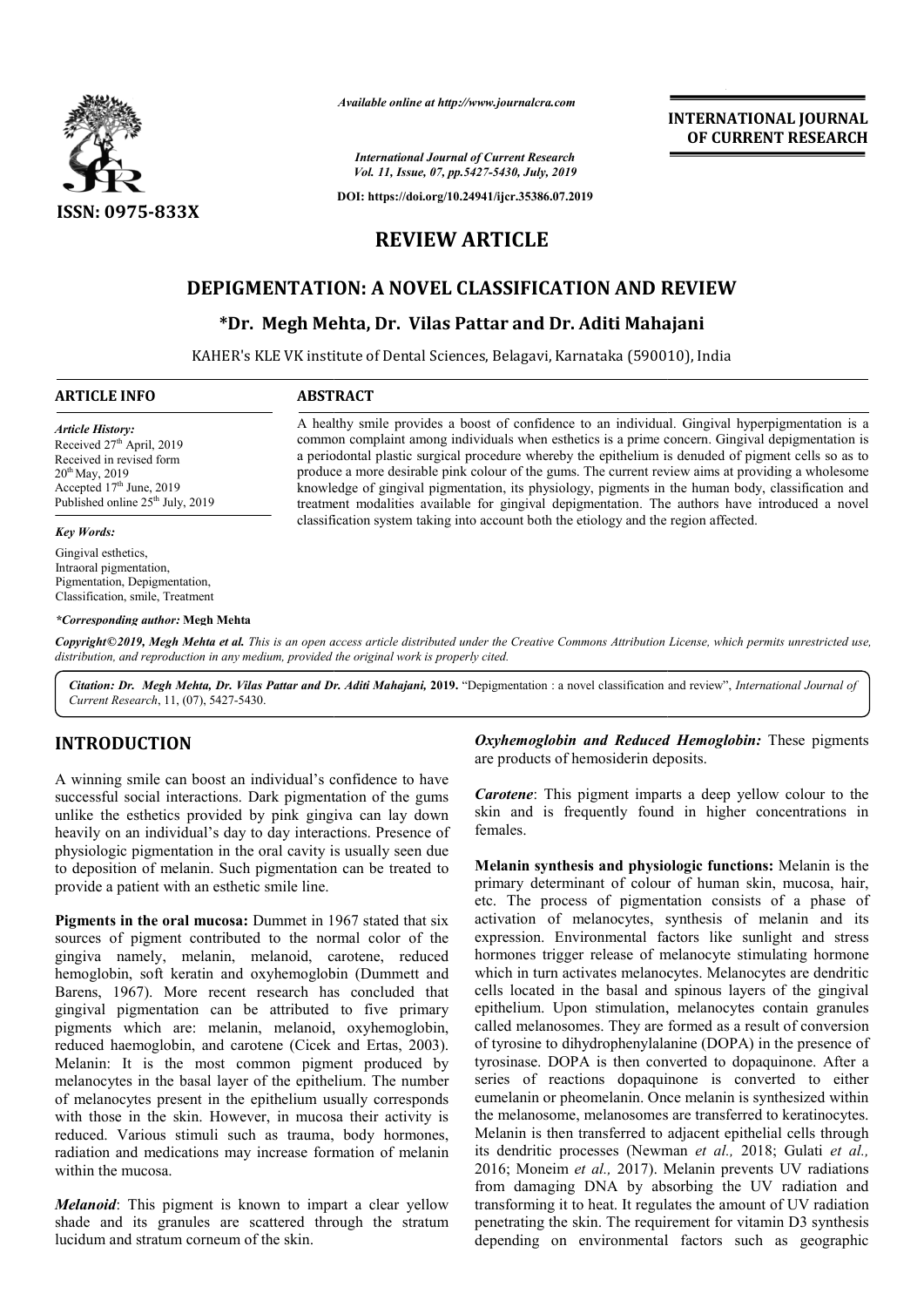*Available online at http://www.journalcra.com*

*International Journal of Current Research*
*Vol. 11, Issue, 07, pp.5427-5430, July, 2019*

**DOI: https://doi.org/10.24941/ijcr.35386.07.2019**

ISSN: 0975-833X

**INTERNATIONAL JOURNAL OF CURRENT RESEARCH**

# REVIEW ARTICLE

## DEPIGMENTATION: A NOVEL CLASSIFICATION AND REVIEW

**\*Dr. Megh Mehta, Dr. Vilas Pattar and Dr. Aditi Mahajani**

KAHER's KLE VK institute of Dental Sciences, Belagavi, Karnataka (590010), India

### ARTICLE INFO

*Article History:*
Received 27th April, 2019
Received in revised form 20th May, 2019
Accepted 17th June, 2019
Published online 25th July, 2019

*Key Words:*
Gingival esthetics, Intraoral pigmentation, Pigmentation, Depigmentation, Classification, smile, Treatment

*\*Corresponding author:* **Megh Mehta**

### ABSTRACT

A healthy smile provides a boost of confidence to an individual. Gingival hyperpigmentation is a common complaint among individuals when esthetics is a prime concern. Gingival depigmentation is a periodontal plastic surgical procedure whereby the epithelium is denuded of pigment cells so as to produce a more desirable pink colour of the gums. The current review aims at providing a wholesome knowledge of gingival pigmentation, its physiology, pigments in the human body, classification and treatment modalities available for gingival depigmentation. The authors have introduced a novel classification system taking into account both the etiology and the region affected.

*Copyright©2019, Megh Mehta et al. This is an open access article distributed under the Creative Commons Attribution License, which permits unrestricted use, distribution, and reproduction in any medium, provided the original work is properly cited.*

***Citation:*** ***Dr. Megh Mehta, Dr. Vilas Pattar and Dr. Aditi Mahajani,*** **2019.** "Depigmentation : a novel classification and review", *International Journal of Current Research*, 11, (07), 5427-5430.

## INTRODUCTION

A winning smile can boost an individual's confidence to have successful social interactions. Dark pigmentation of the gums unlike the esthetics provided by pink gingiva can lay down heavily on an individual's day to day interactions. Presence of physiologic pigmentation in the oral cavity is usually seen due to deposition of melanin. Such pigmentation can be treated to provide a patient with an esthetic smile line.

**Pigments in the oral mucosa:** Dummet in 1967 stated that six sources of pigment contributed to the normal color of the gingiva namely, melanin, melanoid, carotene, reduced hemoglobin, soft keratin and oxyhemoglobin (Dummett and Barens, 1967). More recent research has concluded that gingival pigmentation can be attributed to five primary pigments which are: melanin, melanoid, oxyhemoglobin, reduced haemoglobin, and carotene (Cicek and Ertas, 2003). Melanin: It is the most common pigment produced by melanocytes in the basal layer of the epithelium. The number of melanocytes present in the epithelium usually corresponds with those in the skin. However, in mucosa their activity is reduced. Various stimuli such as trauma, body hormones, radiation and medications may increase formation of melanin within the mucosa.

***Melanoid***: This pigment is known to impart a clear yellow shade and its granules are scattered through the stratum lucidum and stratum corneum of the skin.

***Oxyhemoglobin and Reduced Hemoglobin:*** These pigments are products of hemosiderin deposits.

***Carotene***: This pigment imparts a deep yellow colour to the skin and is frequently found in higher concentrations in females.

**Melanin synthesis and physiologic functions:** Melanin is the primary determinant of colour of human skin, mucosa, hair, etc. The process of pigmentation consists of a phase of activation of melanocytes, synthesis of melanin and its expression. Environmental factors like sunlight and stress hormones trigger release of melanocyte stimulating hormone which in turn activates melanocytes. Melanocytes are dendritic cells located in the basal and spinous layers of the gingival epithelium. Upon stimulation, melanocytes contain granules called melanosomes. They are formed as a result of conversion of tyrosine to dihydrophenylalanine (DOPA) in the presence of tyrosinase. DOPA is then converted to dopaquinone. After a series of reactions dopaquinone is converted to either eumelanin or pheomelanin. Once melanin is synthesized within the melanosome, melanosomes are transferred to keratinocytes. Melanin is then transferred to adjacent epithelial cells through its dendritic processes (Newman *et al.,* 2018; Gulati *et al.,* 2016; Moneim *et al.,* 2017). Melanin prevents UV radiations from damaging DNA by absorbing the UV radiation and transforming it to heat. It regulates the amount of UV radiation penetrating the skin. The requirement for vitamin D3 synthesis depending on environmental factors such as geographic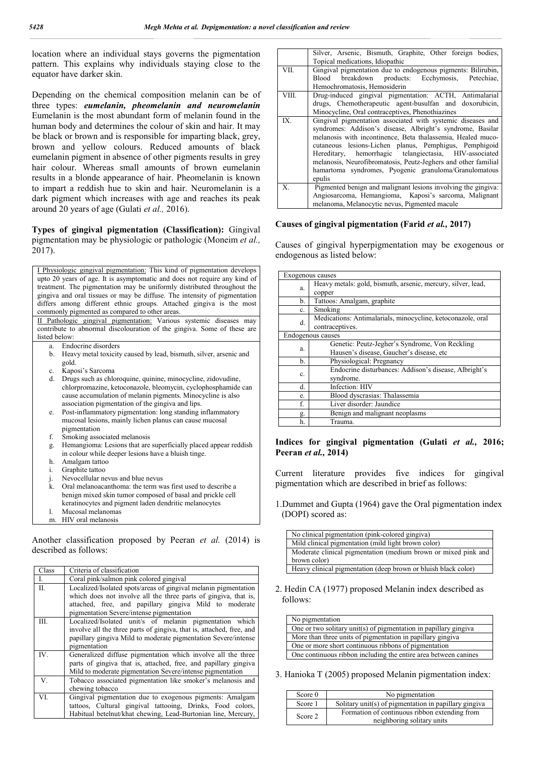location where an individual stays governs the pigmentation pattern. This explains why individuals staying close to the equator have darker skin.

Depending on the chemical composition melanin can be of three types: ***eumelanin, pheomelanin and neuromelanin*** Eumelanin is the most abundant form of melanin found in the human body and determines the colour of skin and hair. It may be black or brown and is responsible for imparting black, grey, brown and yellow colours. Reduced amounts of black eumelanin pigment in absence of other pigments results in grey hair colour. Whereas small amounts of brown eumelanin results in a blonde appearance of hair. Pheomelanin is known to impart a reddish hue to skin and hair. Neuromelanin is a dark pigment which increases with age and reaches its peak around 20 years of age (Gulati *et al.,* 2016).

**Types of gingival pigmentation (Classification):** Gingival pigmentation may be physiologic or pathologic (Moneim *et al.,* 2017).

| |
|---|
| I Physiologic gingival pigmentation: This kind of pigmentation develops upto 20 years of age. It is asymptomatic and does not require any kind of treatment. The pigmentation may be uniformly distributed throughout the gingiva and oral tissues or may be diffuse. The intensity of pigmentation differs among different ethnic groups. Attached gingiva is the most commonly pigmented as compared to other areas. |
| II Pathologic gingival pigmentation: Various systemic diseases may contribute to abnormal discolouration of the gingiva. Some of these are listed below: |
| a. Endocrine disorders<br>b. Heavy metal toxicity caused by lead, bismuth, silver, arsenic and gold.<br>c. Kaposi's Sarcoma<br>d. Drugs such as chloroquine, quinine, minocycline, zidovudine, chlorpromazine, ketoconazole, bleomycin, cyclophosphamide can cause accumulation of melanin pigments. Minocycline is also association pigmentation of the gingiva and lips.<br>e. Post-inflammatory pigmentation: long standing inflammatory mucosal lesions, mainly lichen planus can cause mucosal pigmentation<br>f. Smoking associated melanosis<br>g. Hemangioma: Lesions that are superficially placed appear reddish in colour while deeper lesions have a bluish tinge.<br>h. Amalgam tattoo<br>i. Graphite tattoo<br>j. Nevocellular nevus and blue nevus<br>k. Oral melanoacanthoma: the term was first used to describe a benign mixed skin tumor composed of basal and prickle cell keratinocytes and pigment laden dendritic melanocytes<br>l. Mucosal melanomas<br>m. HIV oral melanosis |

Another classification proposed by Peeran *et al.* (2014) is described as follows:

| Class | Criteria of classification |
|---|---|
| I. | Coral pink/salmon pink colored gingival |
| II. | Localized/Isolated spots/areas of gingival melanin pigmentation which does not involve all the three parts of gingiva, that is, attached, free, and papillary gingiva Mild to moderate pigmentation Severe/intense pigmentation |
| III. | Localized/Isolated unit/s of melanin pigmentation which involve all the three parts of gingiva, that is, attached, free, and papillary gingiva Mild to moderate pigmentation Severe/intense pigmentation |
| IV. | Generalized diffuse pigmentation which involve all the three parts of gingiva that is, attached, free, and papillary gingiva Mild to moderate pigmentation Severe/intense pigmentation |
| V. | Tobacco associated pigmentation like smoker's melanosis and chewing tobacco |
| VI. | Gingival pigmentation due to exogenous pigments: Amalgam tattoos, Cultural gingival tattooing, Drinks, Food colors, Habitual betelnut/khat chewing, Lead-Burtonian line, Mercury, Silver, Arsenic, Bismuth, Graphite, Other foreign bodies, Topical medications, Idiopathic |
| VII. | Gingival pigmentation due to endogenous pigments: Bilirubin, Blood breakdown products: Ecchymosis, Petechiae, Hemochromatosis, Hemosiderin |
| VIII. | Drug-induced gingival pigmentation: ACTH, Antimalarial drugs, Chemotherapeutic agent-busulfan and doxorubicin, Minocycline, Oral contraceptives, Phenothiazines |
| IX. | Gingival pigmentation associated with systemic diseases and syndromes: Addison's disease, Albright's syndrome, Basilar melanosis with incontinence, Beta thalassemia, Healed muco-cutaneous lesions-Lichen planus, Pemphigus, Pemphigoid Hereditary, hemorrhagic telangiectasia, HIV-associated melanosis, Neurofibromatosis, Peutz-Jeghers and other familial hamartoma syndromes, Pyogenic granuloma/Granulomatous epulis |
| X. | Pigmented benign and malignant lesions involving the gingiva: Angiosarcoma, Hemangioma, Kaposi's sarcoma, Malignant melanoma, Melanocytic nevus, Pigmented macule |

**Causes of gingival pigmentation (Farid *et al.*, 2017)**

Causes of gingival hyperpigmentation may be exogenous or endogenous as listed below:

| Exogenous causes | |
|---|---|
| a. | Heavy metals: gold, bismuth, arsenic, mercury, silver, lead, copper |
| b. | Tattoos: Amalgam, graphite |
| c. | Smoking |
| d. | Medications: Antimalarials, minocycline, ketoconazole, oral contraceptives. |
| **Endogenous causes** | |
| a. | Genetic: Peutz-Jegher's Syndrome, Von Reckling Hausen's disease, Gaucher's disease, etc |
| b. | Physiological: Pregnancy |
| c. | Endocrine disturbances: Addison's disease, Albright's syndrome. |
| d. | Infection: HIV |
| e. | Blood dyscrasias: Thalassemia |
| f. | Liver disorder: Jaundice |
| g. | Benign and malignant neoplasms |
| h. | Trauma. |

**Indices for gingival pigmentation (Gulati *et al.*, 2016; Peeran *et al.*, 2014)**

Current literature provides five indices for gingival pigmentation which are described in brief as follows:

1. Dummet and Gupta (1964) gave the Oral pigmentation index (DOPI) scored as:

| |
|---|
| No clinical pigmentation (pink-colored gingiva) |
| Mild clinical pigmentation (mild light brown color) |
| Moderate clinical pigmentation (medium brown or mixed pink and brown color) |
| Heavy clinical pigmentation (deep brown or bluish black color) |

2. Hedin CA (1977) proposed Melanin index described as follows:

| |
|---|
| No pigmentation |
| One or two solitary unit(s) of pigmentation in papillary gingiva |
| More than three units of pigmentation in papillary gingiva |
| One or more short continuous ribbons of pigmentation |
| One continuous ribbon including the entire area between canines |

3. Hanioka T (2005) proposed Melanin pigmentation index:

| | |
|---|---|
| Score 0 | No pigmentation |
| Score 1 | Solitary unit(s) of pigmentation in papillary gingiva |
| Score 2 | Formation of continuous ribbon extending from neighboring solitary units |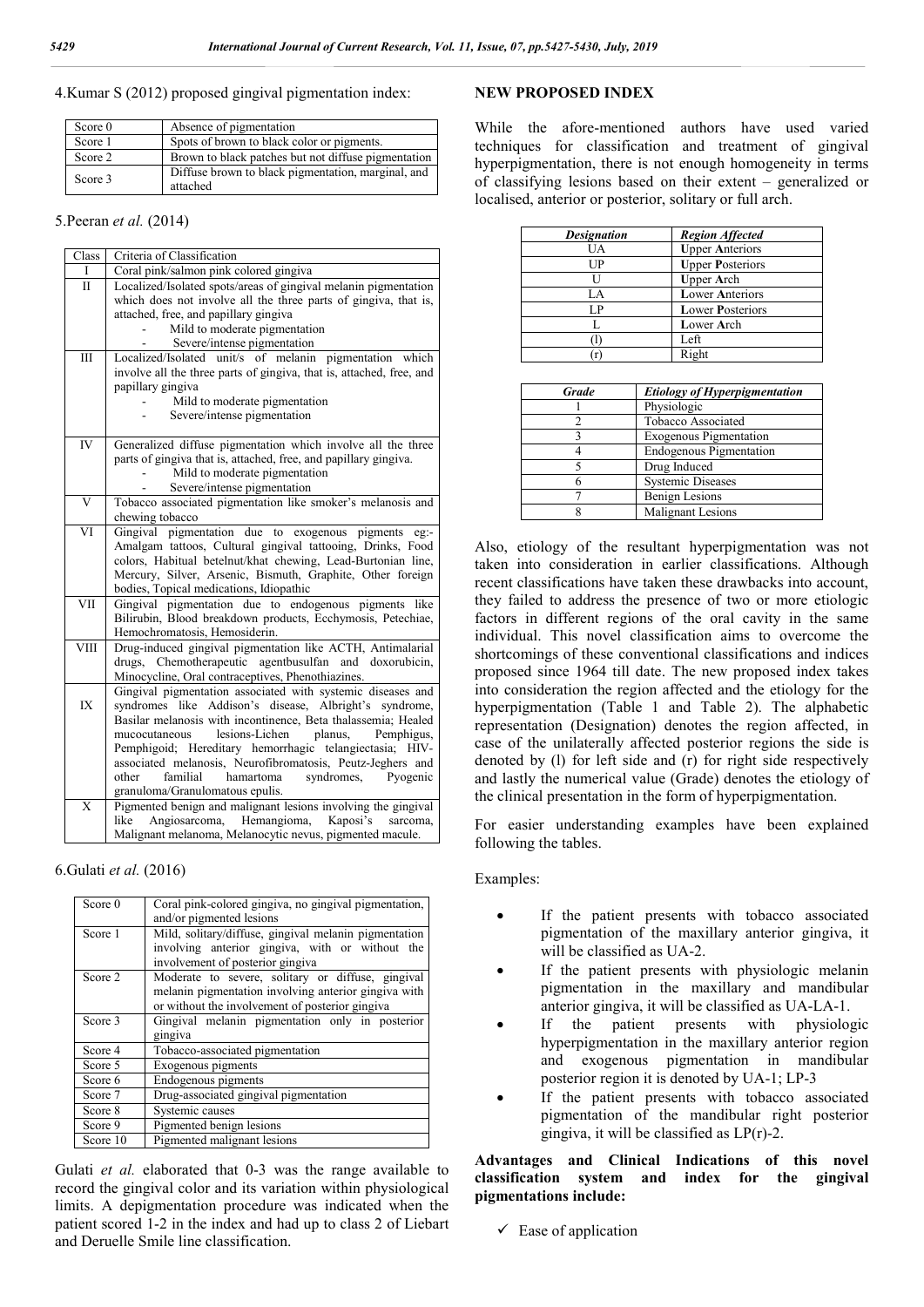4.Kumar S (2012) proposed gingival pigmentation index:

| | |
|---|---|
| Score 0 | Absence of pigmentation |
| Score 1 | Spots of brown to black color or pigments. |
| Score 2 | Brown to black patches but not diffuse pigmentation |
| Score 3 | Diffuse brown to black pigmentation, marginal, and attached |

5.Peeran *et al.* (2014)

| Class | Criteria of Classification |
|---|---|
| I | Coral pink/salmon pink colored gingiva |
| II | Localized/Isolated spots/areas of gingival melanin pigmentation which does not involve all the three parts of gingiva, that is, attached, free, and papillary gingiva<br>- Mild to moderate pigmentation<br>- Severe/intense pigmentation |
| III | Localized/Isolated unit/s of melanin pigmentation which involve all the three parts of gingiva, that is, attached, free, and papillary gingiva<br>- Mild to moderate pigmentation<br>- Severe/intense pigmentation |
| IV | Generalized diffuse pigmentation which involve all the three parts of gingiva that is, attached, free, and papillary gingiva.<br>- Mild to moderate pigmentation<br>- Severe/intense pigmentation |
| V | Tobacco associated pigmentation like smoker's melanosis and chewing tobacco |
| VI | Gingival pigmentation due to exogenous pigments eg:- Amalgam tattoos, Cultural gingival tattooing, Drinks, Food colors, Habitual betelnut/khat chewing, Lead-Burtonian line, Mercury, Silver, Arsenic, Bismuth, Graphite, Other foreign bodies, Topical medications, Idiopathic |
| VII | Gingival pigmentation due to endogenous pigments like Bilirubin, Blood breakdown products, Ecchymosis, Petechiae, Hemochromatosis, Hemosiderin. |
| VIII | Drug-induced gingival pigmentation like ACTH, Antimalarial drugs, Chemotherapeutic agentbusulfan and doxorubicin, Minocycline, Oral contraceptives, Phenothiazines. |
| IX | Gingival pigmentation associated with systemic diseases and syndromes like Addison's disease, Albright's syndrome, Basilar melanosis with incontinence, Beta thalassemia; Healed mucocutaneous lesions-Lichen planus, Pemphigus, Pemphigoid; Hereditary hemorrhagic telangiectasia; HIV-associated melanosis, Neurofibromatosis, Peutz-Jeghers and other familial hamartoma syndromes, Pyogenic granuloma/Granulomatous epulis. |
| X | Pigmented benign and malignant lesions involving the gingival like Angiosarcoma, Hemangioma, Kaposi's sarcoma, Malignant melanoma, Melanocytic nevus, pigmented macule. |

6.Gulati *et al.* (2016)

| | |
|---|---|
| Score 0 | Coral pink-colored gingiva, no gingival pigmentation, and/or pigmented lesions |
| Score 1 | Mild, solitary/diffuse, gingival melanin pigmentation involving anterior gingiva, with or without the involvement of posterior gingiva |
| Score 2 | Moderate to severe, solitary or diffuse, gingival melanin pigmentation involving anterior gingiva with or without the involvement of posterior gingiva |
| Score 3 | Gingival melanin pigmentation only in posterior gingiva |
| Score 4 | Tobacco-associated pigmentation |
| Score 5 | Exogenous pigments |
| Score 6 | Endogenous pigments |
| Score 7 | Drug-associated gingival pigmentation |
| Score 8 | Systemic causes |
| Score 9 | Pigmented benign lesions |
| Score 10 | Pigmented malignant lesions |

Gulati *et al.* elaborated that 0-3 was the range available to record the gingival color and its variation within physiological limits. A depigmentation procedure was indicated when the patient scored 1-2 in the index and had up to class 2 of Liebart and Deruelle Smile line classification.

## NEW PROPOSED INDEX

While the afore-mentioned authors have used varied techniques for classification and treatment of gingival hyperpigmentation, there is not enough homogeneity in terms of classifying lesions based on their extent – generalized or localised, anterior or posterior, solitary or full arch.

| *Designation* | *Region Affected* |
|---|---|
| UA | **U**pper **A**nteriors |
| UP | **U**pper **P**osteriors |
| U | **U**pper **A**rch |
| LA | **L**ower **A**nteriors |
| LP | **L**ower **P**osteriors |
| L | **L**ower **A**rch |
| (l) | Left |
| (r) | Right |

| *Grade* | *Etiology of Hyperpigmentation* |
|---|---|
| 1 | Physiologic |
| 2 | Tobacco Associated |
| 3 | Exogenous Pigmentation |
| 4 | Endogenous Pigmentation |
| 5 | Drug Induced |
| 6 | Systemic Diseases |
| 7 | Benign Lesions |
| 8 | Malignant Lesions |

Also, etiology of the resultant hyperpigmentation was not taken into consideration in earlier classifications. Although recent classifications have taken these drawbacks into account, they failed to address the presence of two or more etiologic factors in different regions of the oral cavity in the same individual. This novel classification aims to overcome the shortcomings of these conventional classifications and indices proposed since 1964 till date. The new proposed index takes into consideration the region affected and the etiology for the hyperpigmentation (Table 1 and Table 2). The alphabetic representation (Designation) denotes the region affected, in case of the unilaterally affected posterior regions the side is denoted by (l) for left side and (r) for right side respectively and lastly the numerical value (Grade) denotes the etiology of the clinical presentation in the form of hyperpigmentation.

For easier understanding examples have been explained following the tables.

Examples:

- If the patient presents with tobacco associated pigmentation of the maxillary anterior gingiva, it will be classified as UA-2.
- If the patient presents with physiologic melanin pigmentation in the maxillary and mandibular anterior gingiva, it will be classified as UA-LA-1.
- If the patient presents with physiologic hyperpigmentation in the maxillary anterior region and exogenous pigmentation in mandibular posterior region it is denoted by UA-1; LP-3
- If the patient presents with tobacco associated pigmentation of the mandibular right posterior gingiva, it will be classified as LP(r)-2.

**Advantages and Clinical Indications of this novel classification system and index for the gingival pigmentations include:**

- ✓ Ease of application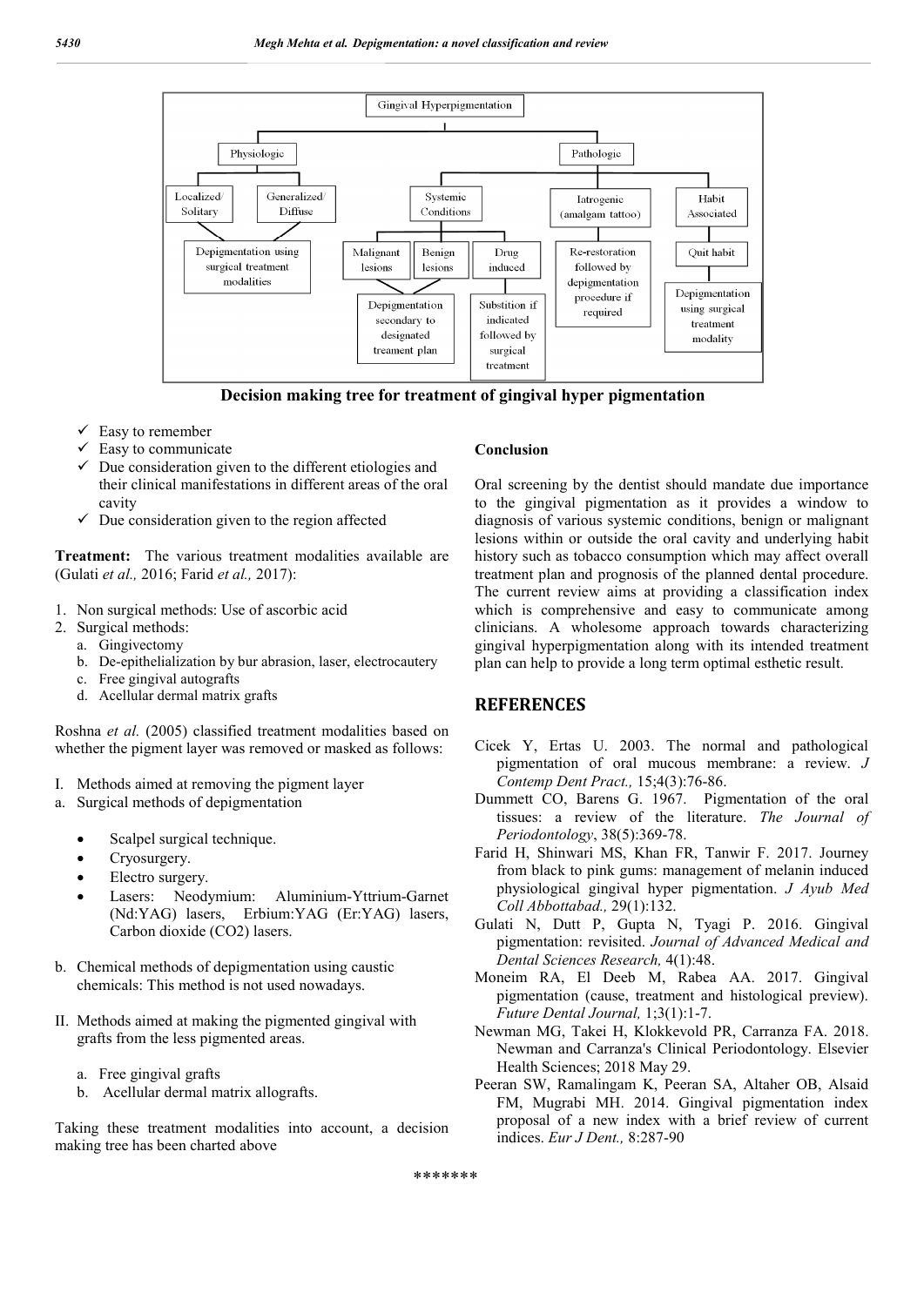Gingival Hyperpigmentation

Physiologic

Pathologic

Localized/ Solitary

Generalized/ Diffuse

Systemic Conditions

Iatrogenic (amalgam tattoo)

Habit Associated

Depigmentation using surgical treatment modalities

Malignant lesions

Benign lesions

Drug induced

Re-restoration followed by depigmentation procedure if required

Quit habit

Depigmentation secondary to designated treament plan

Substition if indicated followed by surgical treatment

Depigmentation using surgical treatment modality

**Decision making tree for treatment of gingival hyper pigmentation**

- ✓ Easy to remember
- ✓ Easy to communicate
- ✓ Due consideration given to the different etiologies and their clinical manifestations in different areas of the oral cavity
- ✓ Due consideration given to the region affected

**Treatment:** The various treatment modalities available are (Gulati *et al.,* 2016; Farid *et al.,* 2017):

1. Non surgical methods: Use of ascorbic acid
2. Surgical methods:
   a. Gingivectomy
   b. De-epithelialization by bur abrasion, laser, electrocautery
   c. Free gingival autografts
   d. Acellular dermal matrix grafts

Roshna *et al.* (2005) classified treatment modalities based on whether the pigment layer was removed or masked as follows:

I. Methods aimed at removing the pigment layer

a. Surgical methods of depigmentation

- Scalpel surgical technique.
- Cryosurgery.
- Electro surgery.
- Lasers: Neodymium: Aluminium-Yttrium-Garnet (Nd:YAG) lasers, Erbium:YAG (Er:YAG) lasers, Carbon dioxide ($CO_2$) lasers.

b. Chemical methods of depigmentation using caustic chemicals: This method is not used nowadays.

II. Methods aimed at making the pigmented gingival with grafts from the less pigmented areas.

a. Free gingival grafts

b. Acellular dermal matrix allografts.

Taking these treatment modalities into account, a decision making tree has been charted above

**Conclusion**

Oral screening by the dentist should mandate due importance to the gingival pigmentation as it provides a window to diagnosis of various systemic conditions, benign or malignant lesions within or outside the oral cavity and underlying habit history such as tobacco consumption which may affect overall treatment plan and prognosis of the planned dental procedure. The current review aims at providing a classification index which is comprehensive and easy to communicate among clinicians. A wholesome approach towards characterizing gingival hyperpigmentation along with its intended treatment plan can help to provide a long term optimal esthetic result.

## REFERENCES

Cicek Y, Ertas U. 2003. The normal and pathological pigmentation of oral mucous membrane: a review. *J Contemp Dent Pract.,* 15;4(3):76-86.

Dummett CO, Barens G. 1967. Pigmentation of the oral tissues: a review of the literature. *The Journal of Periodontology*, 38(5):369-78.

Farid H, Shinwari MS, Khan FR, Tanwir F. 2017. Journey from black to pink gums: management of melanin induced physiological gingival hyper pigmentation. *J Ayub Med Coll Abbottabad.,* 29(1):132.

Gulati N, Dutt P, Gupta N, Tyagi P. 2016. Gingival pigmentation: revisited. *Journal of Advanced Medical and Dental Sciences Research,* 4(1):48.

Moneim RA, El Deeb M, Rabea AA. 2017. Gingival pigmentation (cause, treatment and histological preview). *Future Dental Journal,* 1;3(1):1-7.

Newman MG, Takei H, Klokkevold PR, Carranza FA. 2018. Newman and Carranza's Clinical Periodontology. Elsevier Health Sciences; 2018 May 29.

Peeran SW, Ramalingam K, Peeran SA, Altaher OB, Alsaid FM, Mugrabi MH. 2014. Gingival pigmentation index proposal of a new index with a brief review of current indices. *Eur J Dent.,* 8:287-90

\*\*\*\*\*\*\*